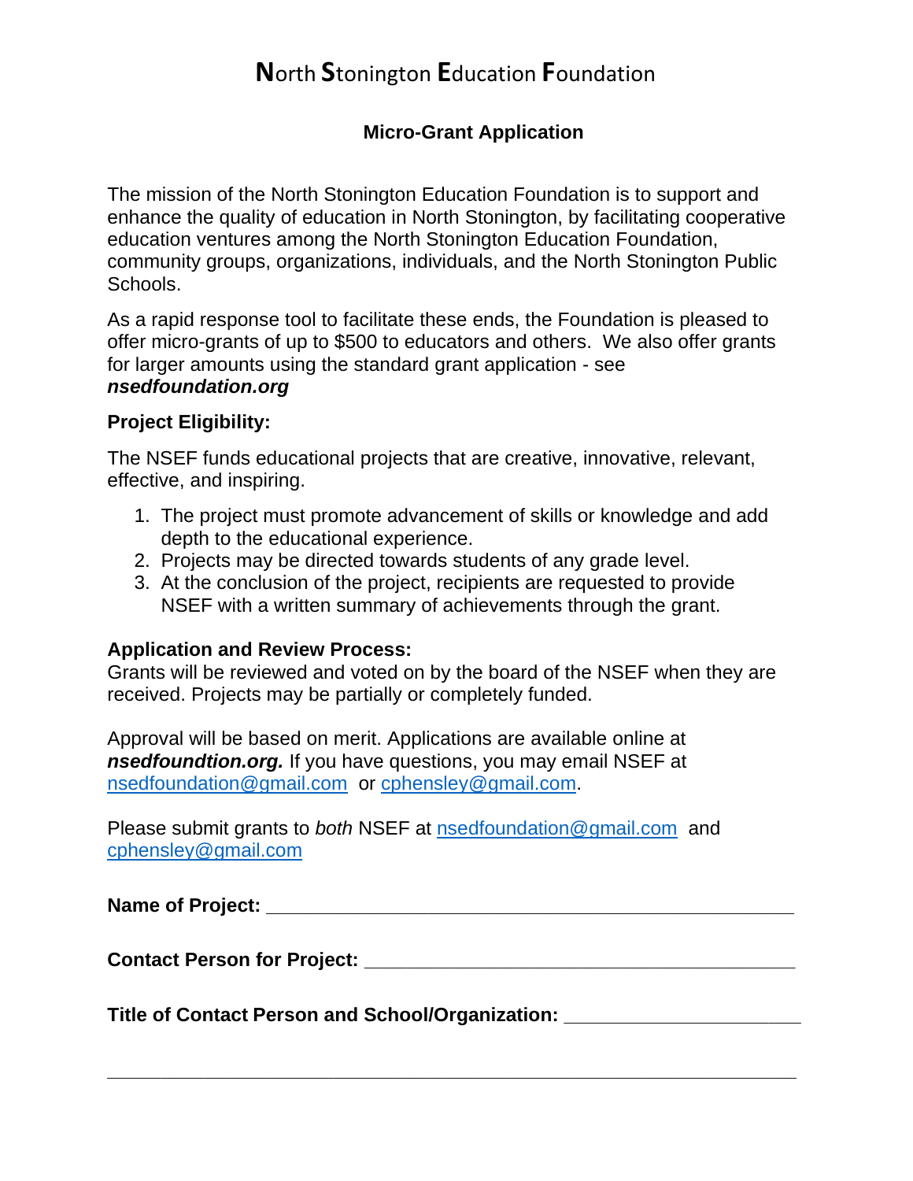# North Stonington Education Foundation

## Micro-Grant Application

The mission of the North Stonington Education Foundation is to support and enhance the quality of education in North Stonington, by facilitating cooperative education ventures among the North Stonington Education Foundation, community groups, organizations, individuals, and the North Stonington Public Schools.

As a rapid response tool to facilitate these ends, the Foundation is pleased to offer micro-grants of up to $500 to educators and others. We also offer grants for larger amounts using the standard grant application - see ***nsedfoundation.org***

**Project Eligibility:**

The NSEF funds educational projects that are creative, innovative, relevant, effective, and inspiring.

1. The project must promote advancement of skills or knowledge and add depth to the educational experience.
2. Projects may be directed towards students of any grade level.
3. At the conclusion of the project, recipients are requested to provide NSEF with a written summary of achievements through the grant.

**Application and Review Process:**
Grants will be reviewed and voted on by the board of the NSEF when they are received. Projects may be partially or completely funded.

Approval will be based on merit. Applications are available online at ***nsedfoundtion.org.*** If you have questions, you may email NSEF at nsedfoundation@gmail.com or cphensley@gmail.com.

Please submit grants to *both* NSEF at nsedfoundation@gmail.com and cphensley@gmail.com

**Name of Project:** ____________________________________________

**Contact Person for Project:** ____________________________________

**Title of Contact Person and School/Organization:** ___________________

____________________________________________________________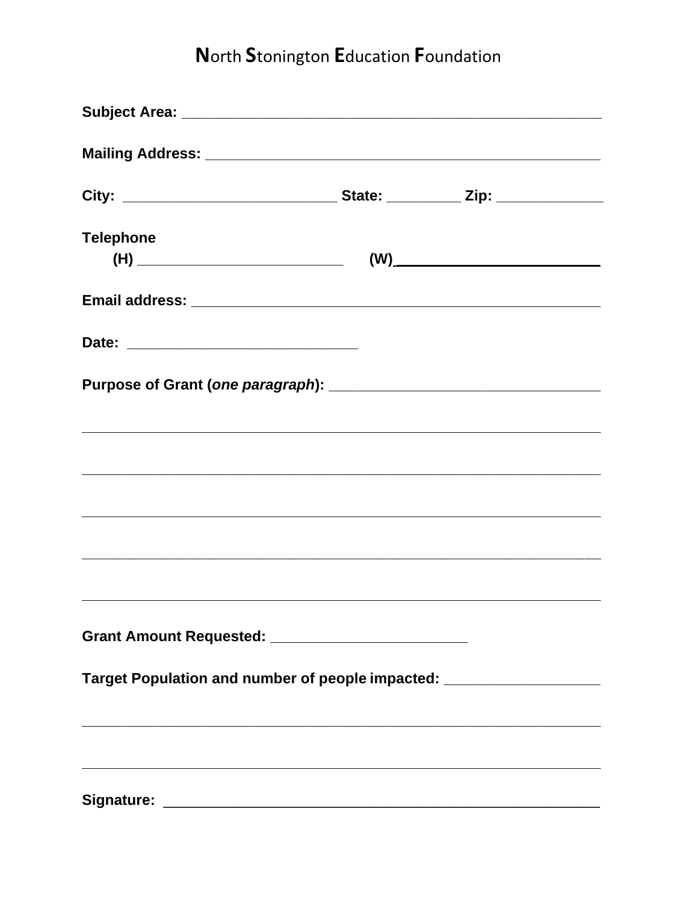# **N**orth **S**tonington **E**ducation **F**oundation

**Subject Area:** ______________________________________________________

**Mailing Address:** ___________________________________________________

**City:** ___________________________ **State:** _________ **Zip:** _____________

**Telephone**

**(H)** __________________________ **(W)**__________________________

**Email address:** _____________________________________________________

**Date:** _____________________________

**Purpose of Grant (*one paragraph*):** __________________________________

___________________________________________________________________

___________________________________________________________________

___________________________________________________________________

___________________________________________________________________

___________________________________________________________________

**Grant Amount Requested:** _________________________

**Target Population and number of people impacted:** ___________________

___________________________________________________________________

___________________________________________________________________

**Signature:** ________________________________________________________